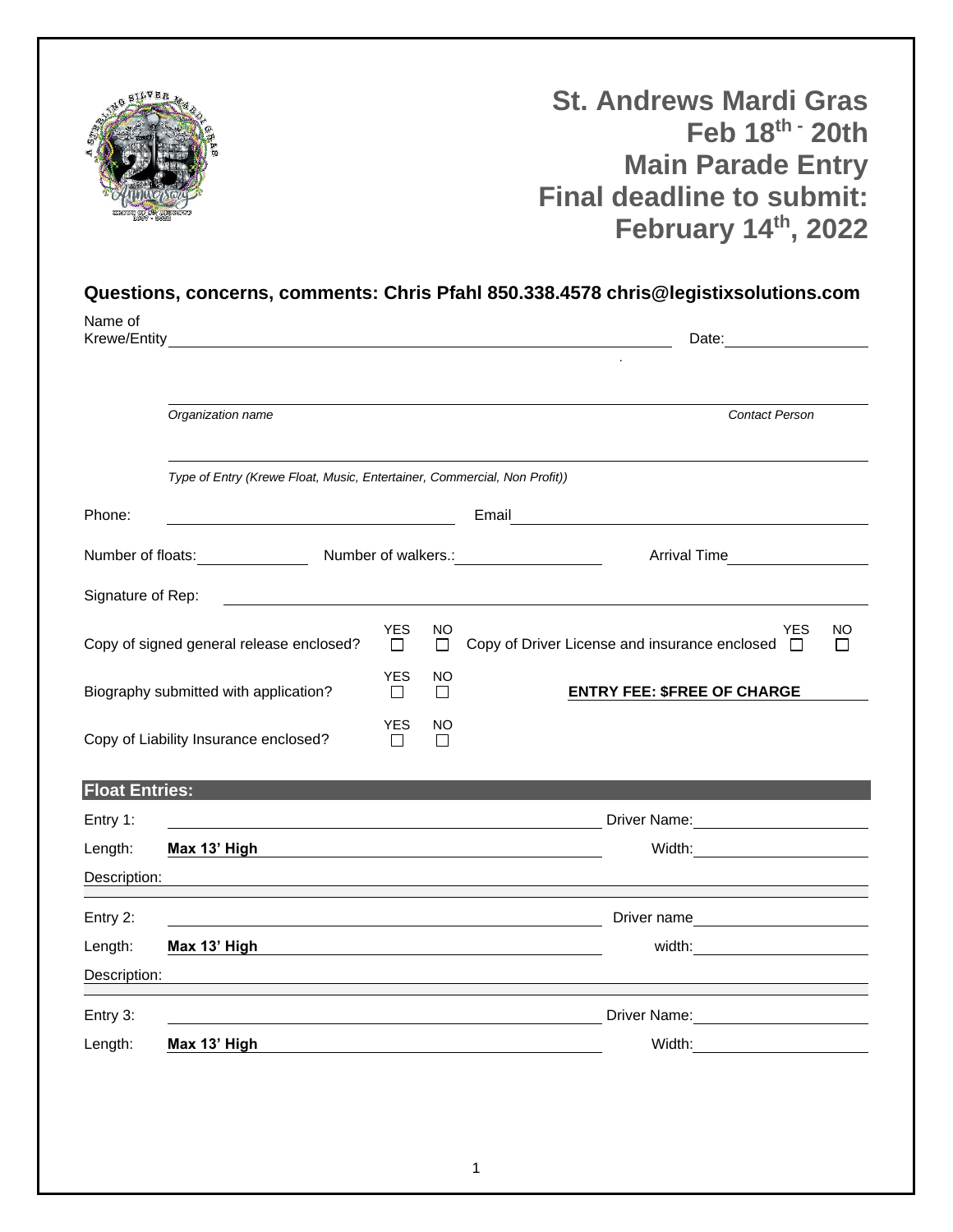# St. Andrews Mardi Gras
## Feb 18th - 20th
## Main Parade Entry
## Final deadline to submit: February 14th, 2022

**Questions, concerns, comments: Chris Pfahl 850.338.4578 chris@legistixsolutions.com**

Name of Krewe/Entity ____________________ Date: ____________

____________________
*Organization name* *Contact Person*

____________________
*Type of Entry (Krewe Float, Music, Entertainer, Commercial, Non Profit))*

Phone: ____________________ Email ____________________

Number of floats: __________ Number of walkers.: __________ Arrival Time __________

Signature of Rep: ____________________

Copy of signed general release enclosed? YES ☐ NO ☐

Copy of Driver License and insurance enclosed YES ☐ NO ☐

Biography submitted with application? YES ☐ NO ☐

**ENTRY FEE: $FREE OF CHARGE**

Copy of Liability Insurance enclosed? YES ☐ NO ☐

**Float Entries:**

Entry 1: ____________________ Driver Name: __________

Length: **Max 13' High** ____________________ Width: __________

Description: ____________________

Entry 2: ____________________ Driver name __________

Length: **Max 13' High** ____________________ width: __________

Description: ____________________

Entry 3: ____________________ Driver Name: __________

Length: **Max 13' High** ____________________ Width: __________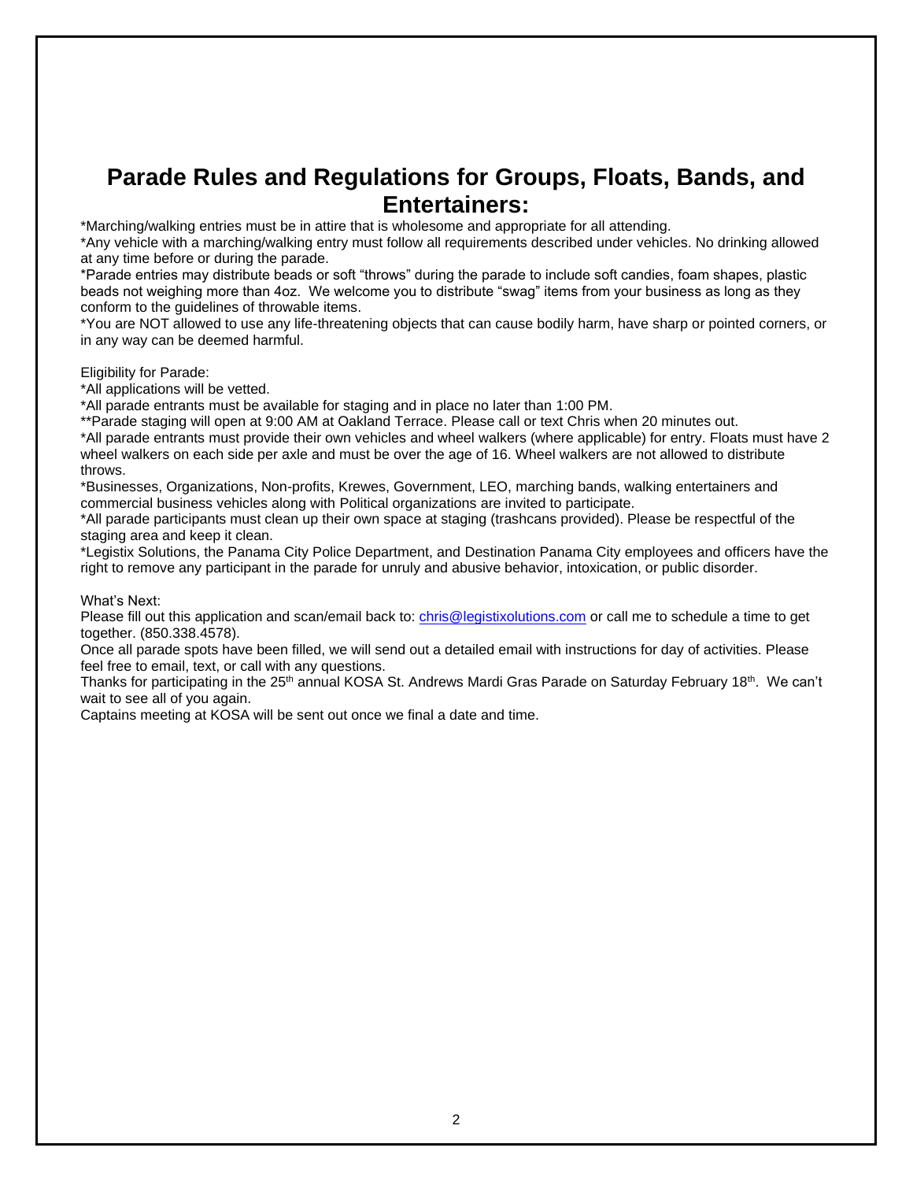# Parade Rules and Regulations for Groups, Floats, Bands, and Entertainers:

*Marching/walking entries must be in attire that is wholesome and appropriate for all attending.
*Any vehicle with a marching/walking entry must follow all requirements described under vehicles. No drinking allowed at any time before or during the parade.
*Parade entries may distribute beads or soft "throws" during the parade to include soft candies, foam shapes, plastic beads not weighing more than 4oz. We welcome you to distribute "swag" items from your business as long as they conform to the guidelines of throwable items.
*You are NOT allowed to use any life-threatening objects that can cause bodily harm, have sharp or pointed corners, or in any way can be deemed harmful.

Eligibility for Parade:
*All applications will be vetted.
*All parade entrants must be available for staging and in place no later than 1:00 PM.
**Parade staging will open at 9:00 AM at Oakland Terrace. Please call or text Chris when 20 minutes out.
*All parade entrants must provide their own vehicles and wheel walkers (where applicable) for entry. Floats must have 2 wheel walkers on each side per axle and must be over the age of 16. Wheel walkers are not allowed to distribute throws.
*Businesses, Organizations, Non-profits, Krewes, Government, LEO, marching bands, walking entertainers and commercial business vehicles along with Political organizations are invited to participate.
*All parade participants must clean up their own space at staging (trashcans provided). Please be respectful of the staging area and keep it clean.
*Legistix Solutions, the Panama City Police Department, and Destination Panama City employees and officers have the right to remove any participant in the parade for unruly and abusive behavior, intoxication, or public disorder.

What's Next:
Please fill out this application and scan/email back to: chris@legistixolutions.com or call me to schedule a time to get together. (850.338.4578).
Once all parade spots have been filled, we will send out a detailed email with instructions for day of activities. Please feel free to email, text, or call with any questions.
Thanks for participating in the 25th annual KOSA St. Andrews Mardi Gras Parade on Saturday February 18th. We can't wait to see all of you again.
Captains meeting at KOSA will be sent out once we final a date and time.